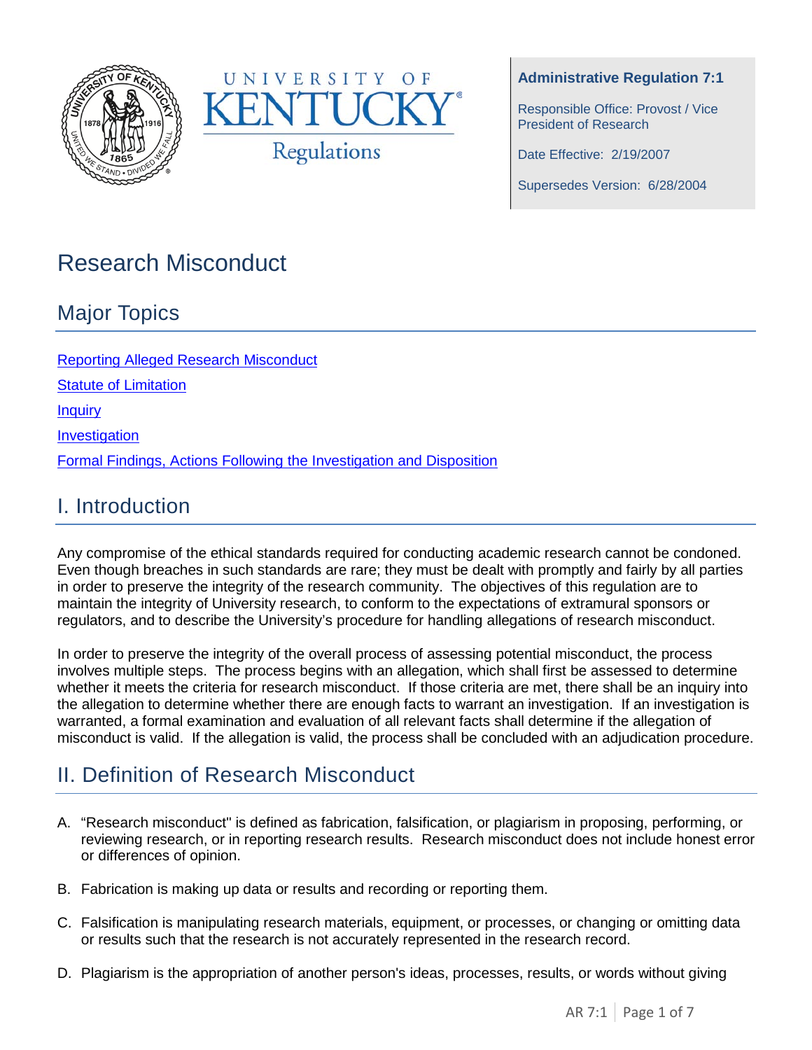University of Kentucky Regulations

**Administrative Regulation 7:1**

Responsible Office: Provost / Vice President of Research

Date Effective: 2/19/2007

Supersedes Version: 6/28/2004

# Research Misconduct

## Major Topics

[Reporting Alleged Research Misconduct]

[Statute of Limitation]

[Inquiry]

[Investigation]

[Formal Findings, Actions Following the Investigation and Disposition]

## I. Introduction

Any compromise of the ethical standards required for conducting academic research cannot be condoned. Even though breaches in such standards are rare; they must be dealt with promptly and fairly by all parties in order to preserve the integrity of the research community. The objectives of this regulation are to maintain the integrity of University research, to conform to the expectations of extramural sponsors or regulators, and to describe the University's procedure for handling allegations of research misconduct.

In order to preserve the integrity of the overall process of assessing potential misconduct, the process involves multiple steps. The process begins with an allegation, which shall first be assessed to determine whether it meets the criteria for research misconduct. If those criteria are met, there shall be an inquiry into the allegation to determine whether there are enough facts to warrant an investigation. If an investigation is warranted, a formal examination and evaluation of all relevant facts shall determine if the allegation of misconduct is valid. If the allegation is valid, the process shall be concluded with an adjudication procedure.

## II. Definition of Research Misconduct

A. "Research misconduct" is defined as fabrication, falsification, or plagiarism in proposing, performing, or reviewing research, or in reporting research results. Research misconduct does not include honest error or differences of opinion.

B. Fabrication is making up data or results and recording or reporting them.

C. Falsification is manipulating research materials, equipment, or processes, or changing or omitting data or results such that the research is not accurately represented in the research record.

D. Plagiarism is the appropriation of another person's ideas, processes, results, or words without giving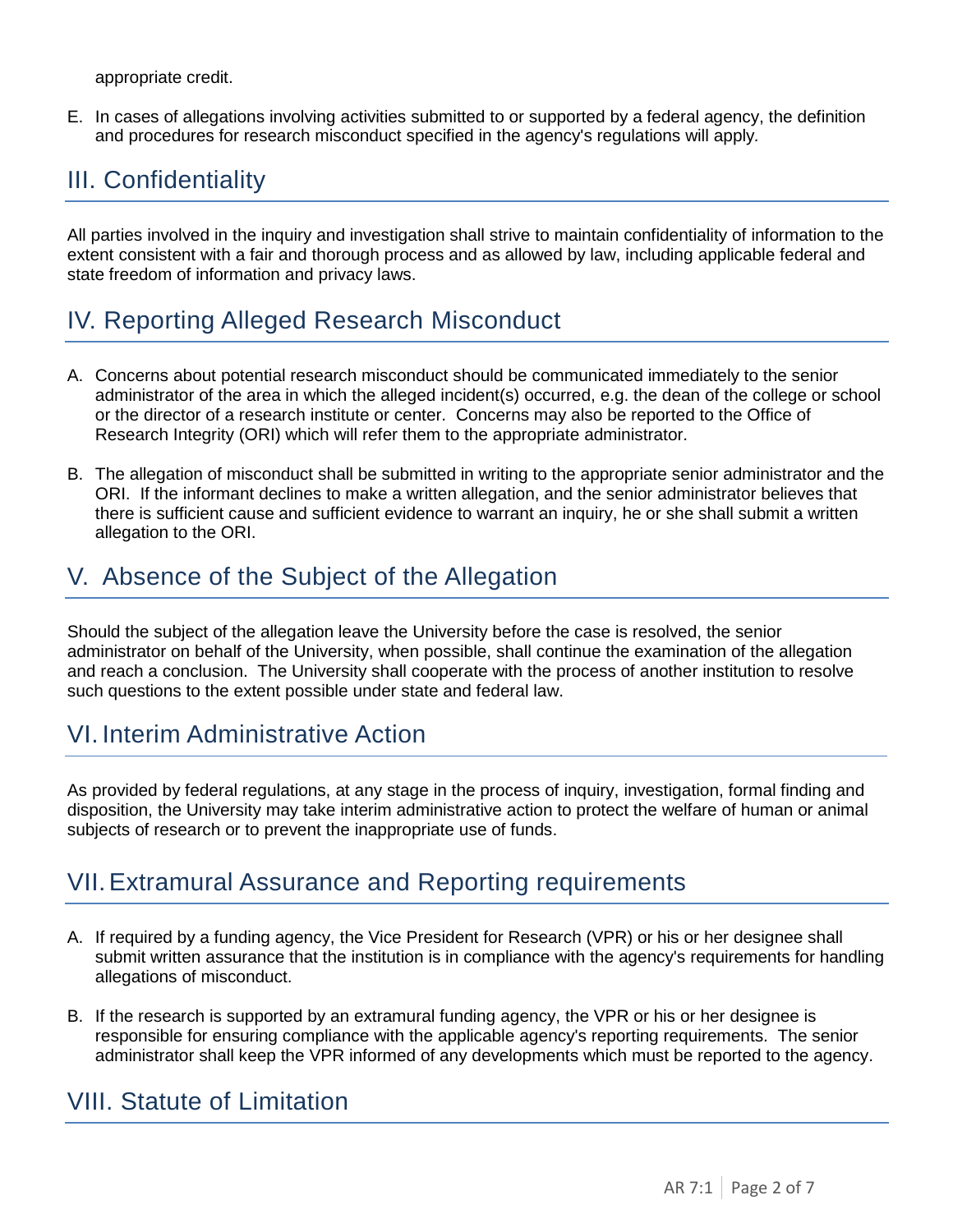appropriate credit.

E. In cases of allegations involving activities submitted to or supported by a federal agency, the definition and procedures for research misconduct specified in the agency's regulations will apply.

## III. Confidentiality

All parties involved in the inquiry and investigation shall strive to maintain confidentiality of information to the extent consistent with a fair and thorough process and as allowed by law, including applicable federal and state freedom of information and privacy laws.

## IV. Reporting Alleged Research Misconduct

A. Concerns about potential research misconduct should be communicated immediately to the senior administrator of the area in which the alleged incident(s) occurred, e.g. the dean of the college or school or the director of a research institute or center. Concerns may also be reported to the Office of Research Integrity (ORI) which will refer them to the appropriate administrator.

B. The allegation of misconduct shall be submitted in writing to the appropriate senior administrator and the ORI. If the informant declines to make a written allegation, and the senior administrator believes that there is sufficient cause and sufficient evidence to warrant an inquiry, he or she shall submit a written allegation to the ORI.

## V. Absence of the Subject of the Allegation

Should the subject of the allegation leave the University before the case is resolved, the senior administrator on behalf of the University, when possible, shall continue the examination of the allegation and reach a conclusion. The University shall cooperate with the process of another institution to resolve such questions to the extent possible under state and federal law.

## VI. Interim Administrative Action

As provided by federal regulations, at any stage in the process of inquiry, investigation, formal finding and disposition, the University may take interim administrative action to protect the welfare of human or animal subjects of research or to prevent the inappropriate use of funds.

## VII. Extramural Assurance and Reporting requirements

A. If required by a funding agency, the Vice President for Research (VPR) or his or her designee shall submit written assurance that the institution is in compliance with the agency's requirements for handling allegations of misconduct.

B. If the research is supported by an extramural funding agency, the VPR or his or her designee is responsible for ensuring compliance with the applicable agency's reporting requirements. The senior administrator shall keep the VPR informed of any developments which must be reported to the agency.

## VIII. Statute of Limitation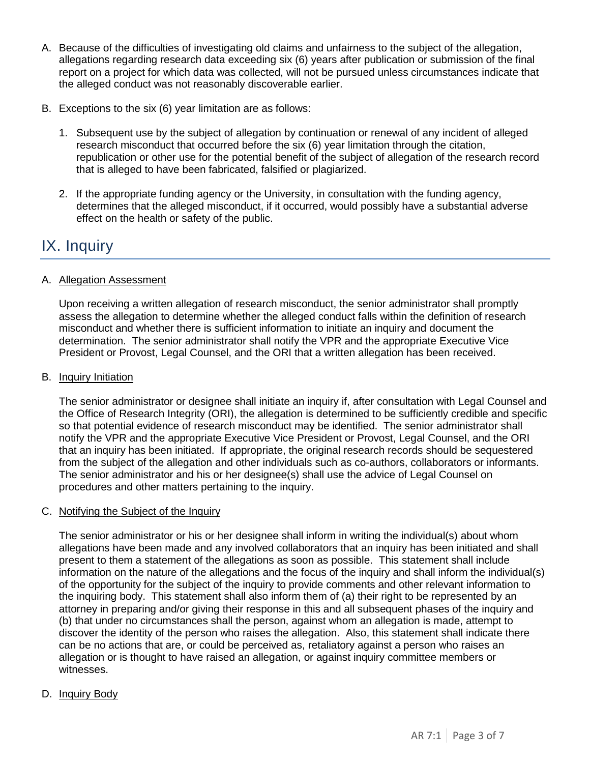A. Because of the difficulties of investigating old claims and unfairness to the subject of the allegation, allegations regarding research data exceeding six (6) years after publication or submission of the final report on a project for which data was collected, will not be pursued unless circumstances indicate that the alleged conduct was not reasonably discoverable earlier.

B. Exceptions to the six (6) year limitation are as follows:

   1. Subsequent use by the subject of allegation by continuation or renewal of any incident of alleged research misconduct that occurred before the six (6) year limitation through the citation, republication or other use for the potential benefit of the subject of allegation of the research record that is alleged to have been fabricated, falsified or plagiarized.

   2. If the appropriate funding agency or the University, in consultation with the funding agency, determines that the alleged misconduct, if it occurred, would possibly have a substantial adverse effect on the health or safety of the public.

## IX. Inquiry

A. Allegation Assessment

Upon receiving a written allegation of research misconduct, the senior administrator shall promptly assess the allegation to determine whether the alleged conduct falls within the definition of research misconduct and whether there is sufficient information to initiate an inquiry and document the determination. The senior administrator shall notify the VPR and the appropriate Executive Vice President or Provost, Legal Counsel, and the ORI that a written allegation has been received.

B. Inquiry Initiation

The senior administrator or designee shall initiate an inquiry if, after consultation with Legal Counsel and the Office of Research Integrity (ORI), the allegation is determined to be sufficiently credible and specific so that potential evidence of research misconduct may be identified. The senior administrator shall notify the VPR and the appropriate Executive Vice President or Provost, Legal Counsel, and the ORI that an inquiry has been initiated. If appropriate, the original research records should be sequestered from the subject of the allegation and other individuals such as co-authors, collaborators or informants. The senior administrator and his or her designee(s) shall use the advice of Legal Counsel on procedures and other matters pertaining to the inquiry.

C. Notifying the Subject of the Inquiry

The senior administrator or his or her designee shall inform in writing the individual(s) about whom allegations have been made and any involved collaborators that an inquiry has been initiated and shall present to them a statement of the allegations as soon as possible. This statement shall include information on the nature of the allegations and the focus of the inquiry and shall inform the individual(s) of the opportunity for the subject of the inquiry to provide comments and other relevant information to the inquiring body. This statement shall also inform them of (a) their right to be represented by an attorney in preparing and/or giving their response in this and all subsequent phases of the inquiry and (b) that under no circumstances shall the person, against whom an allegation is made, attempt to discover the identity of the person who raises the allegation. Also, this statement shall indicate there can be no actions that are, or could be perceived as, retaliatory against a person who raises an allegation or is thought to have raised an allegation, or against inquiry committee members or witnesses.

D. Inquiry Body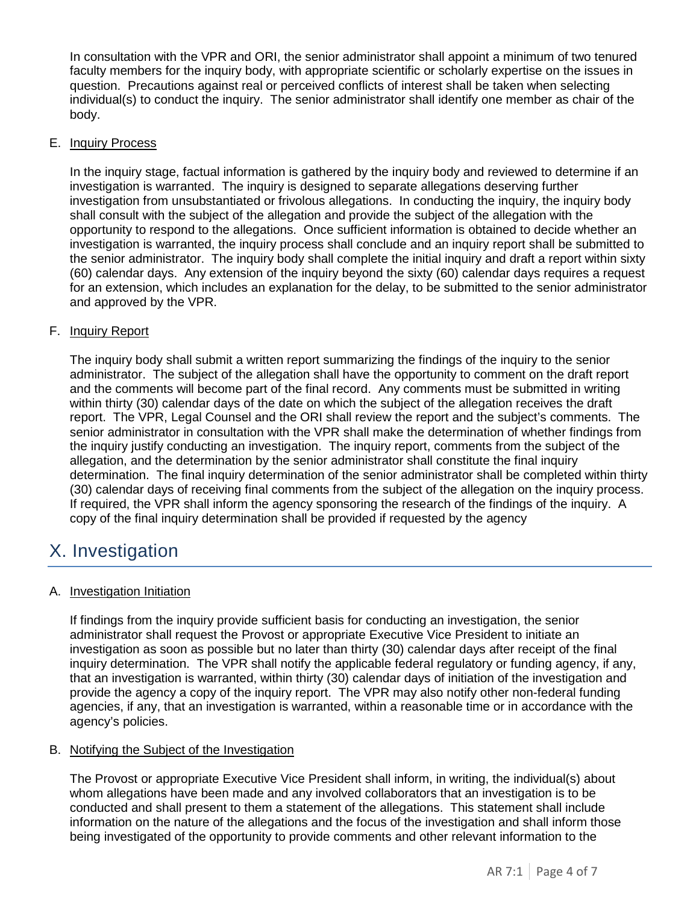In consultation with the VPR and ORI, the senior administrator shall appoint a minimum of two tenured faculty members for the inquiry body, with appropriate scientific or scholarly expertise on the issues in question. Precautions against real or perceived conflicts of interest shall be taken when selecting individual(s) to conduct the inquiry. The senior administrator shall identify one member as chair of the body.

E. Inquiry Process

In the inquiry stage, factual information is gathered by the inquiry body and reviewed to determine if an investigation is warranted. The inquiry is designed to separate allegations deserving further investigation from unsubstantiated or frivolous allegations. In conducting the inquiry, the inquiry body shall consult with the subject of the allegation and provide the subject of the allegation with the opportunity to respond to the allegations. Once sufficient information is obtained to decide whether an investigation is warranted, the inquiry process shall conclude and an inquiry report shall be submitted to the senior administrator. The inquiry body shall complete the initial inquiry and draft a report within sixty (60) calendar days. Any extension of the inquiry beyond the sixty (60) calendar days requires a request for an extension, which includes an explanation for the delay, to be submitted to the senior administrator and approved by the VPR.

F. Inquiry Report

The inquiry body shall submit a written report summarizing the findings of the inquiry to the senior administrator. The subject of the allegation shall have the opportunity to comment on the draft report and the comments will become part of the final record. Any comments must be submitted in writing within thirty (30) calendar days of the date on which the subject of the allegation receives the draft report. The VPR, Legal Counsel and the ORI shall review the report and the subject's comments. The senior administrator in consultation with the VPR shall make the determination of whether findings from the inquiry justify conducting an investigation. The inquiry report, comments from the subject of the allegation, and the determination by the senior administrator shall constitute the final inquiry determination. The final inquiry determination of the senior administrator shall be completed within thirty (30) calendar days of receiving final comments from the subject of the allegation on the inquiry process. If required, the VPR shall inform the agency sponsoring the research of the findings of the inquiry. A copy of the final inquiry determination shall be provided if requested by the agency

# X. Investigation

A. Investigation Initiation

If findings from the inquiry provide sufficient basis for conducting an investigation, the senior administrator shall request the Provost or appropriate Executive Vice President to initiate an investigation as soon as possible but no later than thirty (30) calendar days after receipt of the final inquiry determination. The VPR shall notify the applicable federal regulatory or funding agency, if any, that an investigation is warranted, within thirty (30) calendar days of initiation of the investigation and provide the agency a copy of the inquiry report. The VPR may also notify other non-federal funding agencies, if any, that an investigation is warranted, within a reasonable time or in accordance with the agency's policies.

B. Notifying the Subject of the Investigation

The Provost or appropriate Executive Vice President shall inform, in writing, the individual(s) about whom allegations have been made and any involved collaborators that an investigation is to be conducted and shall present to them a statement of the allegations. This statement shall include information on the nature of the allegations and the focus of the investigation and shall inform those being investigated of the opportunity to provide comments and other relevant information to the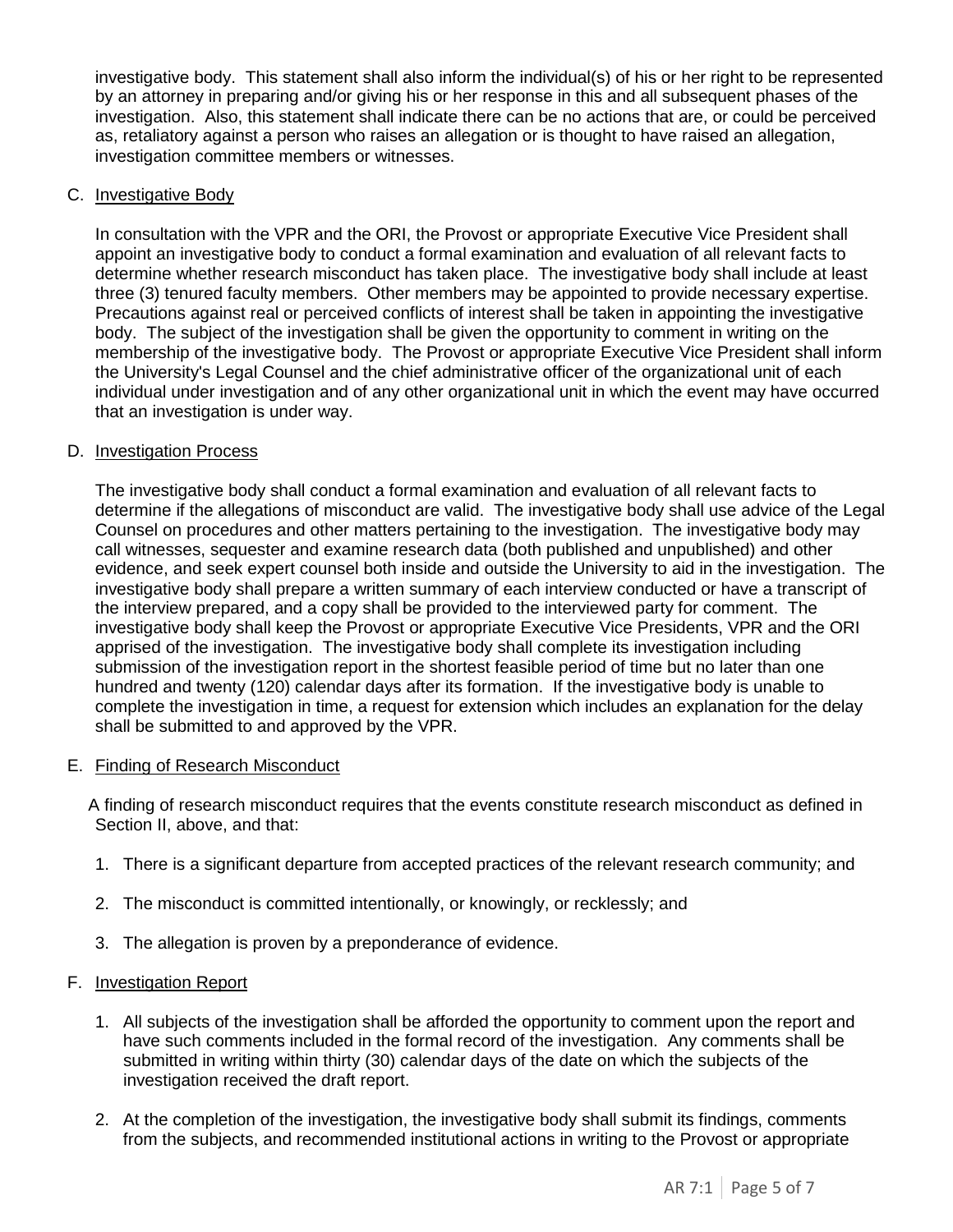investigative body. This statement shall also inform the individual(s) of his or her right to be represented by an attorney in preparing and/or giving his or her response in this and all subsequent phases of the investigation. Also, this statement shall indicate there can be no actions that are, or could be perceived as, retaliatory against a person who raises an allegation or is thought to have raised an allegation, investigation committee members or witnesses.

C. <u>Investigative Body</u>

In consultation with the VPR and the ORI, the Provost or appropriate Executive Vice President shall appoint an investigative body to conduct a formal examination and evaluation of all relevant facts to determine whether research misconduct has taken place. The investigative body shall include at least three (3) tenured faculty members. Other members may be appointed to provide necessary expertise. Precautions against real or perceived conflicts of interest shall be taken in appointing the investigative body. The subject of the investigation shall be given the opportunity to comment in writing on the membership of the investigative body. The Provost or appropriate Executive Vice President shall inform the University's Legal Counsel and the chief administrative officer of the organizational unit of each individual under investigation and of any other organizational unit in which the event may have occurred that an investigation is under way.

D. <u>Investigation Process</u>

The investigative body shall conduct a formal examination and evaluation of all relevant facts to determine if the allegations of misconduct are valid. The investigative body shall use advice of the Legal Counsel on procedures and other matters pertaining to the investigation. The investigative body may call witnesses, sequester and examine research data (both published and unpublished) and other evidence, and seek expert counsel both inside and outside the University to aid in the investigation. The investigative body shall prepare a written summary of each interview conducted or have a transcript of the interview prepared, and a copy shall be provided to the interviewed party for comment. The investigative body shall keep the Provost or appropriate Executive Vice Presidents, VPR and the ORI apprised of the investigation. The investigative body shall complete its investigation including submission of the investigation report in the shortest feasible period of time but no later than one hundred and twenty (120) calendar days after its formation. If the investigative body is unable to complete the investigation in time, a request for extension which includes an explanation for the delay shall be submitted to and approved by the VPR.

E. <u>Finding of Research Misconduct</u>

A finding of research misconduct requires that the events constitute research misconduct as defined in Section II, above, and that:

1. There is a significant departure from accepted practices of the relevant research community; and
2. The misconduct is committed intentionally, or knowingly, or recklessly; and
3. The allegation is proven by a preponderance of evidence.

F. <u>Investigation Report</u>

1. All subjects of the investigation shall be afforded the opportunity to comment upon the report and have such comments included in the formal record of the investigation. Any comments shall be submitted in writing within thirty (30) calendar days of the date on which the subjects of the investigation received the draft report.
2. At the completion of the investigation, the investigative body shall submit its findings, comments from the subjects, and recommended institutional actions in writing to the Provost or appropriate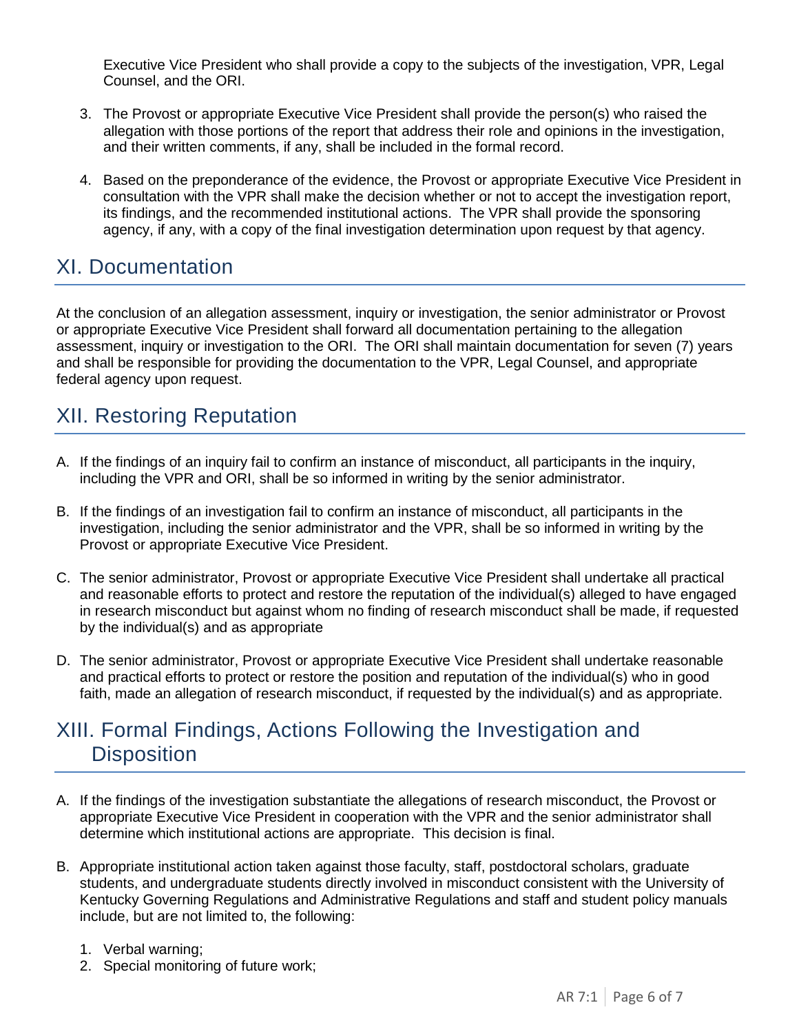Executive Vice President who shall provide a copy to the subjects of the investigation, VPR, Legal Counsel, and the ORI.

3. The Provost or appropriate Executive Vice President shall provide the person(s) who raised the allegation with those portions of the report that address their role and opinions in the investigation, and their written comments, if any, shall be included in the formal record.

4. Based on the preponderance of the evidence, the Provost or appropriate Executive Vice President in consultation with the VPR shall make the decision whether or not to accept the investigation report, its findings, and the recommended institutional actions. The VPR shall provide the sponsoring agency, if any, with a copy of the final investigation determination upon request by that agency.

## XI. Documentation

At the conclusion of an allegation assessment, inquiry or investigation, the senior administrator or Provost or appropriate Executive Vice President shall forward all documentation pertaining to the allegation assessment, inquiry or investigation to the ORI. The ORI shall maintain documentation for seven (7) years and shall be responsible for providing the documentation to the VPR, Legal Counsel, and appropriate federal agency upon request.

## XII. Restoring Reputation

A. If the findings of an inquiry fail to confirm an instance of misconduct, all participants in the inquiry, including the VPR and ORI, shall be so informed in writing by the senior administrator.

B. If the findings of an investigation fail to confirm an instance of misconduct, all participants in the investigation, including the senior administrator and the VPR, shall be so informed in writing by the Provost or appropriate Executive Vice President.

C. The senior administrator, Provost or appropriate Executive Vice President shall undertake all practical and reasonable efforts to protect and restore the reputation of the individual(s) alleged to have engaged in research misconduct but against whom no finding of research misconduct shall be made, if requested by the individual(s) and as appropriate

D. The senior administrator, Provost or appropriate Executive Vice President shall undertake reasonable and practical efforts to protect or restore the position and reputation of the individual(s) who in good faith, made an allegation of research misconduct, if requested by the individual(s) and as appropriate.

## XIII. Formal Findings, Actions Following the Investigation and Disposition

A. If the findings of the investigation substantiate the allegations of research misconduct, the Provost or appropriate Executive Vice President in cooperation with the VPR and the senior administrator shall determine which institutional actions are appropriate. This decision is final.

B. Appropriate institutional action taken against those faculty, staff, postdoctoral scholars, graduate students, and undergraduate students directly involved in misconduct consistent with the University of Kentucky Governing Regulations and Administrative Regulations and staff and student policy manuals include, but are not limited to, the following:

   1. Verbal warning;
   2. Special monitoring of future work;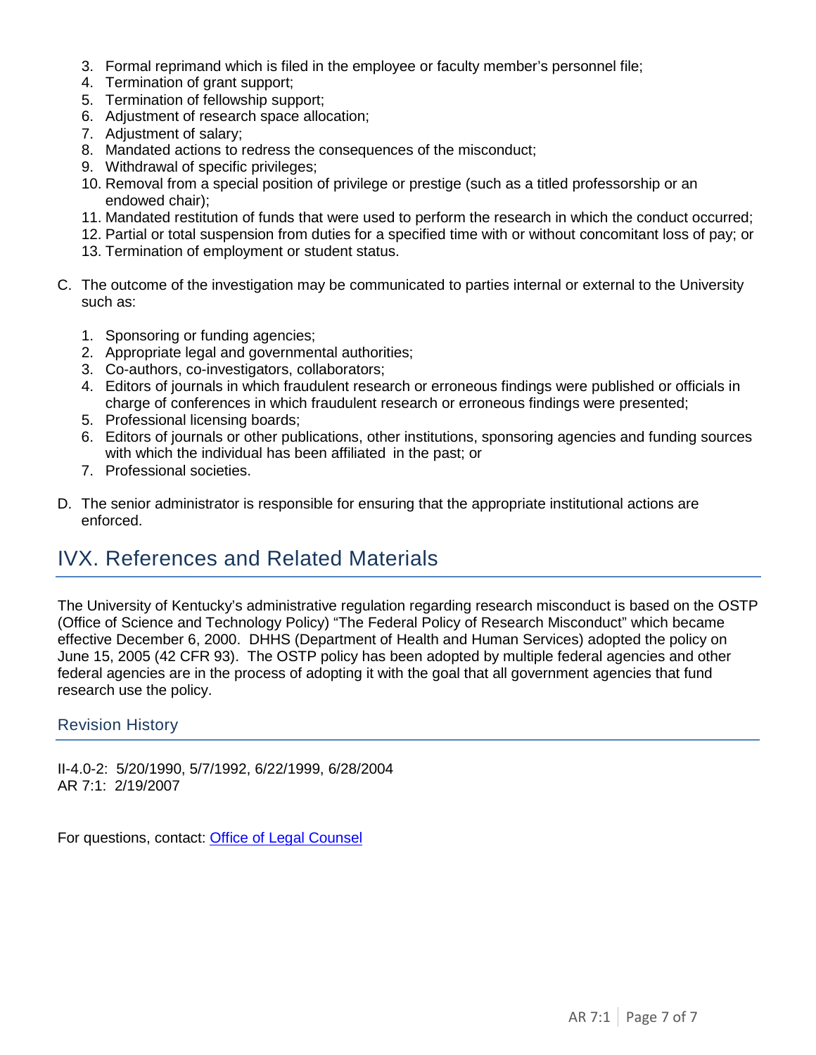3. Formal reprimand which is filed in the employee or faculty member's personnel file;
4. Termination of grant support;
5. Termination of fellowship support;
6. Adjustment of research space allocation;
7. Adjustment of salary;
8. Mandated actions to redress the consequences of the misconduct;
9. Withdrawal of specific privileges;
10. Removal from a special position of privilege or prestige (such as a titled professorship or an endowed chair);
11. Mandated restitution of funds that were used to perform the research in which the conduct occurred;
12. Partial or total suspension from duties for a specified time with or without concomitant loss of pay; or
13. Termination of employment or student status.

C. The outcome of the investigation may be communicated to parties internal or external to the University such as:

1. Sponsoring or funding agencies;
2. Appropriate legal and governmental authorities;
3. Co-authors, co-investigators, collaborators;
4. Editors of journals in which fraudulent research or erroneous findings were published or officials in charge of conferences in which fraudulent research or erroneous findings were presented;
5. Professional licensing boards;
6. Editors of journals or other publications, other institutions, sponsoring agencies and funding sources with which the individual has been affiliated in the past; or
7. Professional societies.

D. The senior administrator is responsible for ensuring that the appropriate institutional actions are enforced.

## IVX. References and Related Materials

The University of Kentucky's administrative regulation regarding research misconduct is based on the OSTP (Office of Science and Technology Policy) "The Federal Policy of Research Misconduct" which became effective December 6, 2000. DHHS (Department of Health and Human Services) adopted the policy on June 15, 2005 (42 CFR 93). The OSTP policy has been adopted by multiple federal agencies and other federal agencies are in the process of adopting it with the goal that all government agencies that fund research use the policy.

### Revision History

II-4.0-2: 5/20/1990, 5/7/1992, 6/22/1999, 6/28/2004
AR 7:1: 2/19/2007

For questions, contact: Office of Legal Counsel